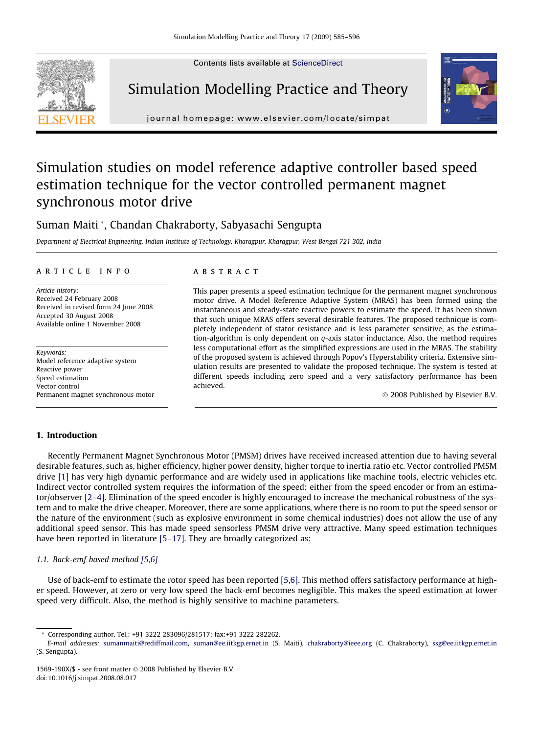# Simulation studies on model reference adaptive controller based speed estimation technique for the vector controlled permanent magnet synchronous motor drive

Suman Maiti *, Chandan Chakraborty, Sabyasachi Sengupta

*Department of Electrical Engineering, Indian Institute of Technology, Kharagpur, Kharagpur, West Bengal 721 302, India*

**ARTICLE INFO**

*Article history:*
Received 24 February 2008
Received in revised form 24 June 2008
Accepted 30 August 2008
Available online 1 November 2008

*Keywords:*
Model reference adaptive system
Reactive power
Speed estimation
Vector control
Permanent magnet synchronous motor

**ABSTRACT**

This paper presents a speed estimation technique for the permanent magnet synchronous motor drive. A Model Reference Adaptive System (MRAS) has been formed using the instantaneous and steady-state reactive powers to estimate the speed. It has been shown that such unique MRAS offers several desirable features. The proposed technique is completely independent of stator resistance and is less parameter sensitive, as the estimation-algorithm is only dependent on $q$-axis stator inductance. Also, the method requires less computational effort as the simplified expressions are used in the MRAS. The stability of the proposed system is achieved through Popov's Hyperstability criteria. Extensive simulation results are presented to validate the proposed technique. The system is tested at different speeds including zero speed and a very satisfactory performance has been achieved.

© 2008 Published by Elsevier B.V.

## 1. Introduction

Recently Permanent Magnet Synchronous Motor (PMSM) drives have received increased attention due to having several desirable features, such as, higher efficiency, higher power density, higher torque to inertia ratio etc. Vector controlled PMSM drive [1] has very high dynamic performance and are widely used in applications like machine tools, electric vehicles etc. Indirect vector controlled system requires the information of the speed: either from the speed encoder or from an estimator/observer [2–4]. Elimination of the speed encoder is highly encouraged to increase the mechanical robustness of the system and to make the drive cheaper. Moreover, there are some applications, where there is no room to put the speed sensor or the nature of the environment (such as explosive environment in some chemical industries) does not allow the use of any additional speed sensor. This has made speed sensorless PMSM drive very attractive. Many speed estimation techniques have been reported in literature [5–17]. They are broadly categorized as:

### 1.1. Back-emf based method [5,6]

Use of back-emf to estimate the rotor speed has been reported [5,6]. This method offers satisfactory performance at higher speed. However, at zero or very low speed the back-emf becomes negligible. This makes the speed estimation at lower speed very difficult. Also, the method is highly sensitive to machine parameters.

* Corresponding author. Tel.: +91 3222 283096/281517; fax:+91 3222 282262.
*E-mail addresses:* sumanmaiti@rediffmail.com, suman@ee.iitkgp.ernet.in (S. Maiti), chakraborty@ieee.org (C. Chakraborty), ssg@ee.iitkgp.ernet.in (S. Sengupta).

1569-190X/$ - see front matter © 2008 Published by Elsevier B.V.
doi:10.1016/j.simpat.2008.08.017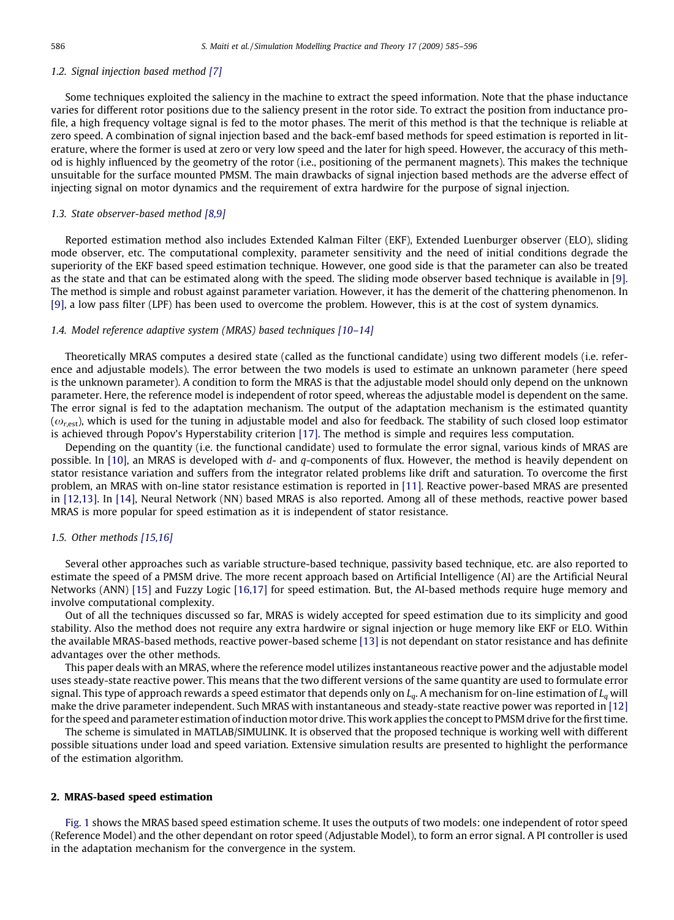### 1.2. Signal injection based method [7]

Some techniques exploited the saliency in the machine to extract the speed information. Note that the phase inductance varies for different rotor positions due to the saliency present in the rotor side. To extract the position from inductance profile, a high frequency voltage signal is fed to the motor phases. The merit of this method is that the technique is reliable at zero speed. A combination of signal injection based and the back-emf based methods for speed estimation is reported in literature, where the former is used at zero or very low speed and the later for high speed. However, the accuracy of this method is highly influenced by the geometry of the rotor (i.e., positioning of the permanent magnets). This makes the technique unsuitable for the surface mounted PMSM. The main drawbacks of signal injection based methods are the adverse effect of injecting signal on motor dynamics and the requirement of extra hardwire for the purpose of signal injection.

### 1.3. State observer-based method [8,9]

Reported estimation method also includes Extended Kalman Filter (EKF), Extended Luenburger observer (ELO), sliding mode observer, etc. The computational complexity, parameter sensitivity and the need of initial conditions degrade the superiority of the EKF based speed estimation technique. However, one good side is that the parameter can also be treated as the state and that can be estimated along with the speed. The sliding mode observer based technique is available in [9]. The method is simple and robust against parameter variation. However, it has the demerit of the chattering phenomenon. In [9], a low pass filter (LPF) has been used to overcome the problem. However, this is at the cost of system dynamics.

### 1.4. Model reference adaptive system (MRAS) based techniques [10–14]

Theoretically MRAS computes a desired state (called as the functional candidate) using two different models (i.e. reference and adjustable models). The error between the two models is used to estimate an unknown parameter (here speed is the unknown parameter). A condition to form the MRAS is that the adjustable model should only depend on the unknown parameter. Here, the reference model is independent of rotor speed, whereas the adjustable model is dependent on the same. The error signal is fed to the adaptation mechanism. The output of the adaptation mechanism is the estimated quantity ($\omega_{r,\text{est}}$), which is used for the tuning in adjustable model and also for feedback. The stability of such closed loop estimator is achieved through Popov's Hyperstability criterion [17]. The method is simple and requires less computation.

Depending on the quantity (i.e. the functional candidate) used to formulate the error signal, various kinds of MRAS are possible. In [10], an MRAS is developed with $d$- and $q$-components of flux. However, the method is heavily dependent on stator resistance variation and suffers from the integrator related problems like drift and saturation. To overcome the first problem, an MRAS with on-line stator resistance estimation is reported in [11]. Reactive power-based MRAS are presented in [12,13]. In [14], Neural Network (NN) based MRAS is also reported. Among all of these methods, reactive power based MRAS is more popular for speed estimation as it is independent of stator resistance.

### 1.5. Other methods [15,16]

Several other approaches such as variable structure-based technique, passivity based technique, etc. are also reported to estimate the speed of a PMSM drive. The more recent approach based on Artificial Intelligence (AI) are the Artificial Neural Networks (ANN) [15] and Fuzzy Logic [16,17] for speed estimation. But, the AI-based methods require huge memory and involve computational complexity.

Out of all the techniques discussed so far, MRAS is widely accepted for speed estimation due to its simplicity and good stability. Also the method does not require any extra hardwire or signal injection or huge memory like EKF or ELO. Within the available MRAS-based methods, reactive power-based scheme [13] is not dependant on stator resistance and has definite advantages over the other methods.

This paper deals with an MRAS, where the reference model utilizes instantaneous reactive power and the adjustable model uses steady-state reactive power. This means that the two different versions of the same quantity are used to formulate error signal. This type of approach rewards a speed estimator that depends only on $L_q$. A mechanism for on-line estimation of $L_q$ will make the drive parameter independent. Such MRAS with instantaneous and steady-state reactive power was reported in [12] for the speed and parameter estimation of induction motor drive. This work applies the concept to PMSM drive for the first time.

The scheme is simulated in MATLAB/SIMULINK. It is observed that the proposed technique is working well with different possible situations under load and speed variation. Extensive simulation results are presented to highlight the performance of the estimation algorithm.

## 2. MRAS-based speed estimation

Fig. 1 shows the MRAS based speed estimation scheme. It uses the outputs of two models: one independent of rotor speed (Reference Model) and the other dependant on rotor speed (Adjustable Model), to form an error signal. A PI controller is used in the adaptation mechanism for the convergence in the system.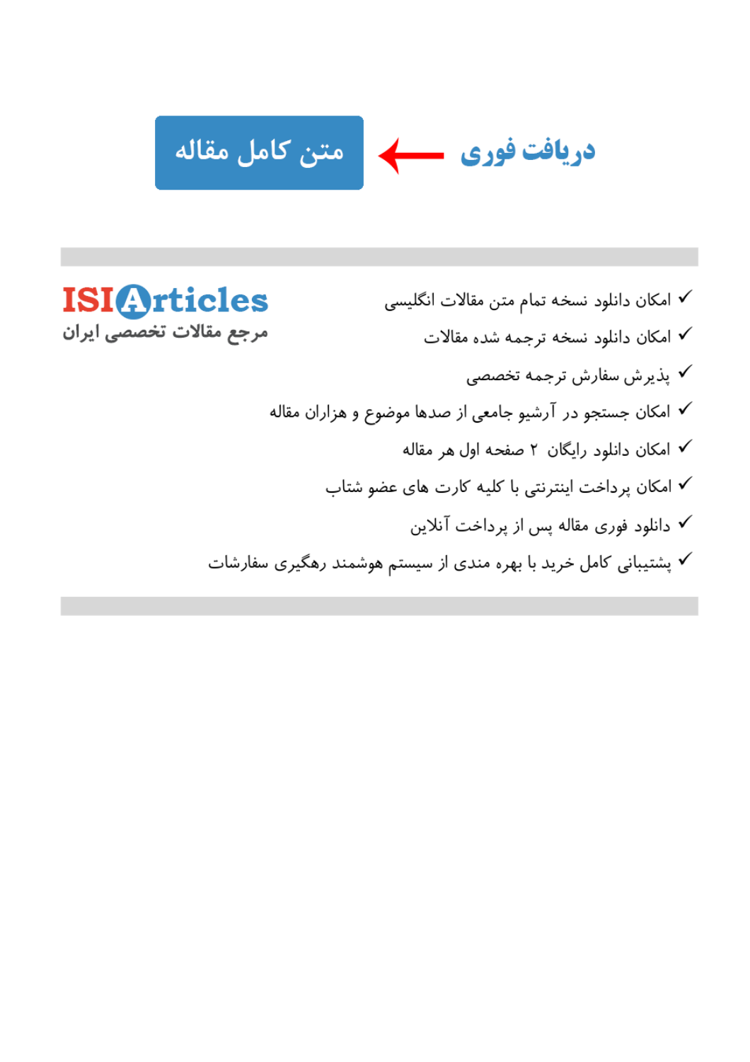دریافت فوری ← **متن کامل مقاله**

**ISIArticles**
مرجع مقالات تخصصی ایران

- ✓ امکان دانلود نسخه تمام متن مقالات انگلیسی
- ✓ امکان دانلود نسخه ترجمه شده مقالات
- ✓ پذیرش سفارش ترجمه تخصصی
- ✓ امکان جستجو در آرشیو جامعی از صدها موضوع و هزاران مقاله
- ✓ امکان دانلود رایگان ۲ صفحه اول هر مقاله
- ✓ امکان پرداخت اینترنتی با کلیه کارت های عضو شتاب
- ✓ دانلود فوری مقاله پس از پرداخت آنلاین
- ✓ پشتیبانی کامل خرید با بهره مندی از سیستم هوشمند رهگیری سفارشات